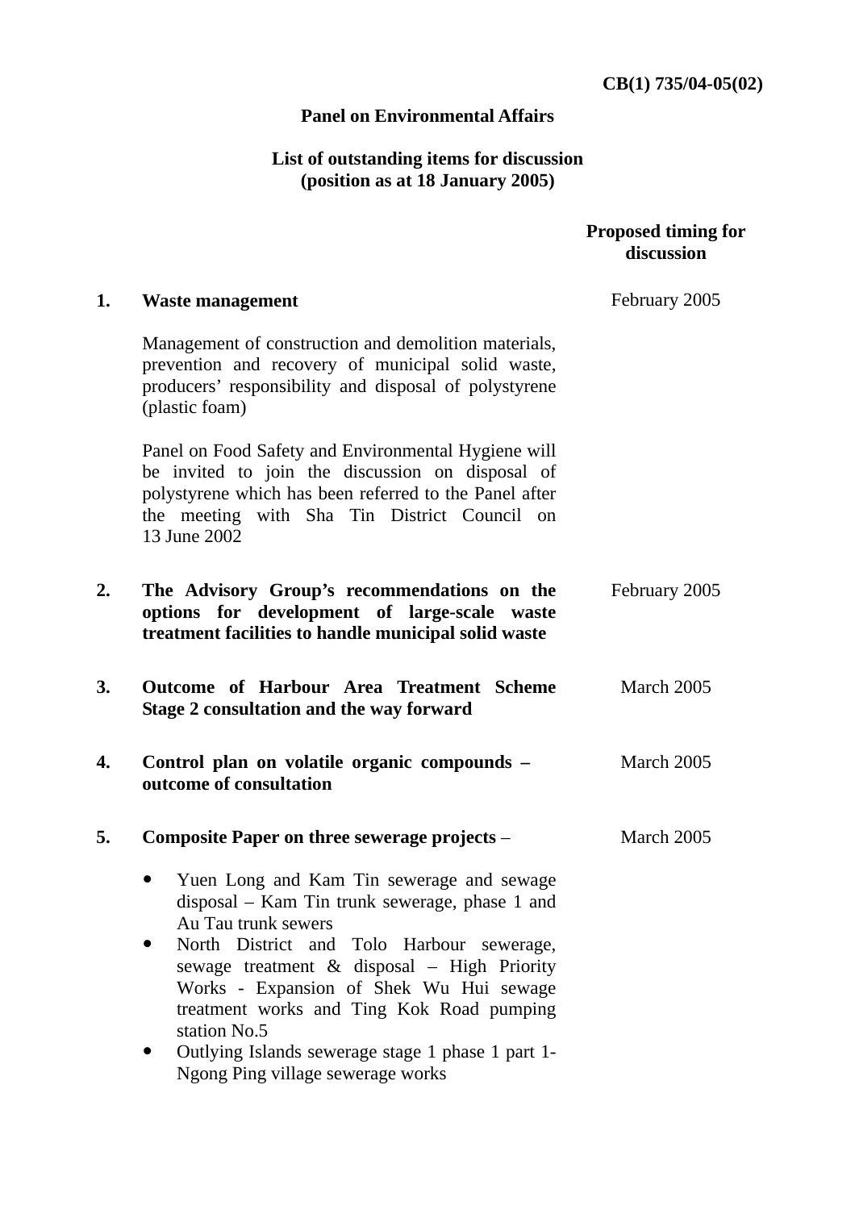CB(1) 735/04-05(02)

**Panel on Environmental Affairs**

**List of outstanding items for discussion (position as at 18 January 2005)**

| | | Proposed timing for discussion |
|---|---|---|
| **1.** | **Waste management**<br><br>Management of construction and demolition materials, prevention and recovery of municipal solid waste, producers' responsibility and disposal of polystyrene (plastic foam)<br><br>Panel on Food Safety and Environmental Hygiene will be invited to join the discussion on disposal of polystyrene which has been referred to the Panel after the meeting with Sha Tin District Council on 13 June 2002 | February 2005 |
| **2.** | **The Advisory Group's recommendations on the options for development of large-scale waste treatment facilities to handle municipal solid waste** | February 2005 |
| **3.** | **Outcome of Harbour Area Treatment Scheme Stage 2 consultation and the way forward** | March 2005 |
| **4.** | **Control plan on volatile organic compounds – outcome of consultation** | March 2005 |
| **5.** | **Composite Paper on three sewerage projects** –<br><br>• Yuen Long and Kam Tin sewerage and sewage disposal – Kam Tin trunk sewerage, phase 1 and Au Tau trunk sewers<br>• North District and Tolo Harbour sewerage, sewage treatment & disposal – High Priority Works - Expansion of Shek Wu Hui sewage treatment works and Ting Kok Road pumping station No.5<br>• Outlying Islands sewerage stage 1 phase 1 part 1- Ngong Ping village sewerage works | March 2005 |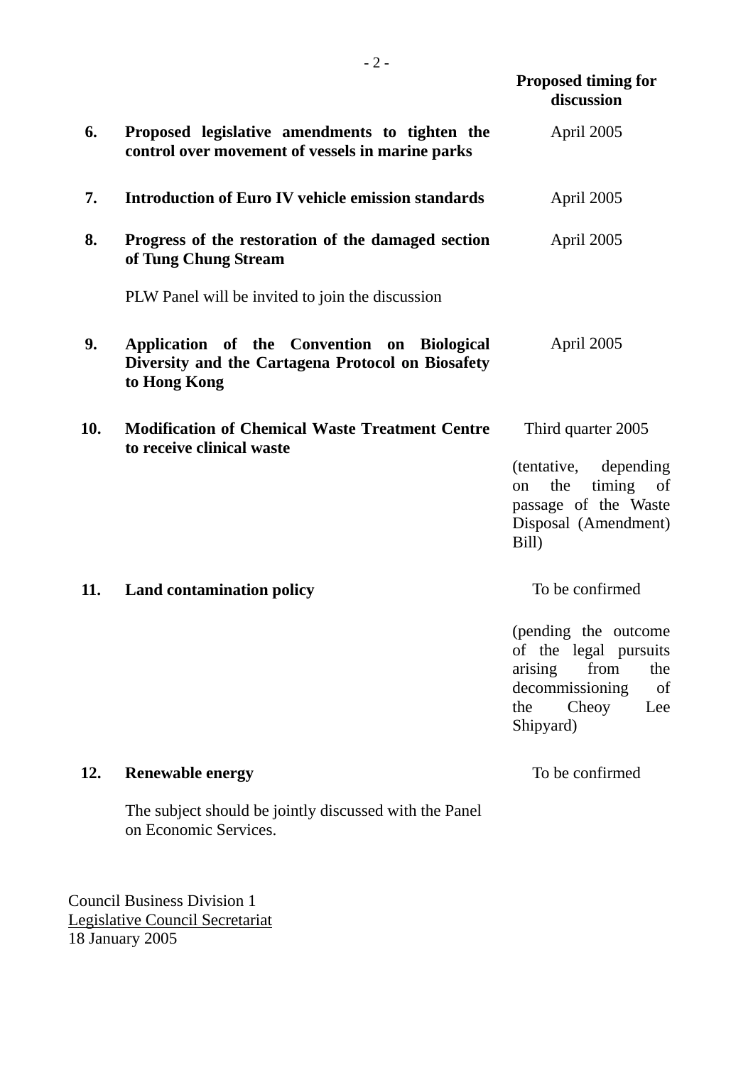| | | Proposed timing for discussion |
|---|---|---|
| **6.** | **Proposed legislative amendments to tighten the control over movement of vessels in marine parks** | April 2005 |
| **7.** | **Introduction of Euro IV vehicle emission standards** | April 2005 |
| **8.** | **Progress of the restoration of the damaged section of Tung Chung Stream**<br><br>PLW Panel will be invited to join the discussion | April 2005 |
| **9.** | **Application of the Convention on Biological Diversity and the Cartagena Protocol on Biosafety to Hong Kong** | April 2005 |
| **10.** | **Modification of Chemical Waste Treatment Centre to receive clinical waste** | Third quarter 2005<br><br>(tentative, depending on the timing of passage of the Waste Disposal (Amendment) Bill) |
| **11.** | **Land contamination policy** | To be confirmed<br><br>(pending the outcome of the legal pursuits arising from the decommissioning of the Cheoy Lee Shipyard) |
| **12.** | **Renewable energy**<br><br>The subject should be jointly discussed with the Panel on Economic Services. | To be confirmed |

Council Business Division 1
Legislative Council Secretariat
18 January 2005